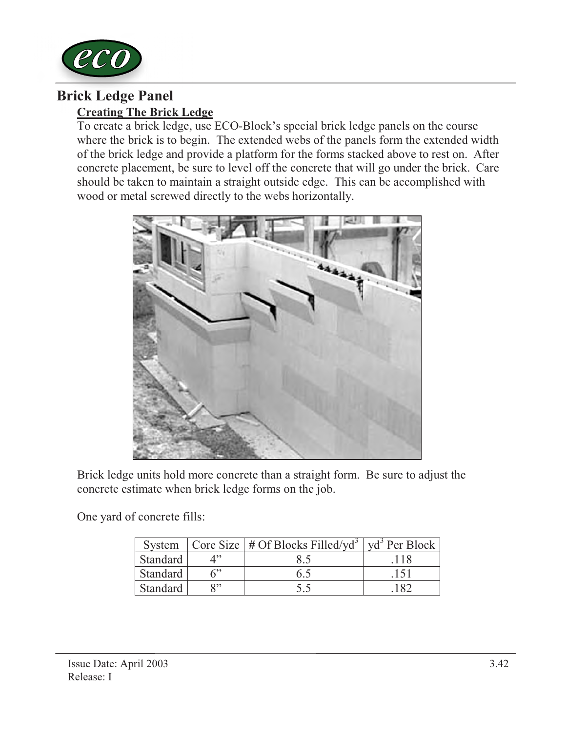# Brick Ledge Panel

## Creating The Brick Ledge

To create a brick ledge, use ECO-Block's special brick ledge panels on the course where the brick is to begin. The extended webs of the panels form the extended width of the brick ledge and provide a platform for the forms stacked above to rest on. After concrete placement, be sure to level off the concrete that will go under the brick. Care should be taken to maintain a straight outside edge. This can be accomplished with wood or metal screwed directly to the webs horizontally.

Brick ledge units hold more concrete than a straight form. Be sure to adjust the concrete estimate when brick ledge forms on the job.

One yard of concrete fills:

| System | Core Size | # Of Blocks Filled/$yd^3$ | $yd^3$ Per Block |
|---|---|---|---|
| Standard | 4" | 8.5 | .118 |
| Standard | 6" | 6.5 | .151 |
| Standard | 8" | 5.5 | .182 |

Issue Date: April 2003
Release: I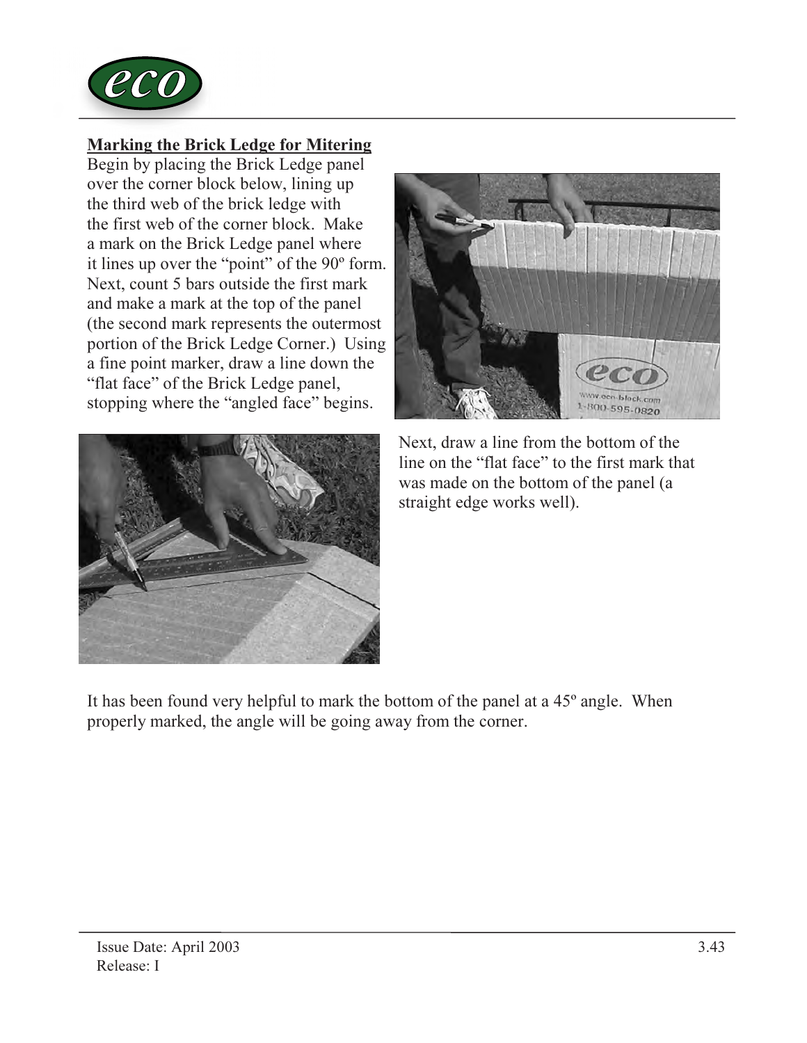## Marking the Brick Ledge for Mitering

Begin by placing the Brick Ledge panel over the corner block below, lining up the third web of the brick ledge with the first web of the corner block. Make a mark on the Brick Ledge panel where it lines up over the "point" of the 90º form. Next, count 5 bars outside the first mark and make a mark at the top of the panel (the second mark represents the outermost portion of the Brick Ledge Corner.) Using a fine point marker, draw a line down the "flat face" of the Brick Ledge panel, stopping where the "angled face" begins.

Next, draw a line from the bottom of the line on the "flat face" to the first mark that was made on the bottom of the panel (a straight edge works well).

It has been found very helpful to mark the bottom of the panel at a 45º angle. When properly marked, the angle will be going away from the corner.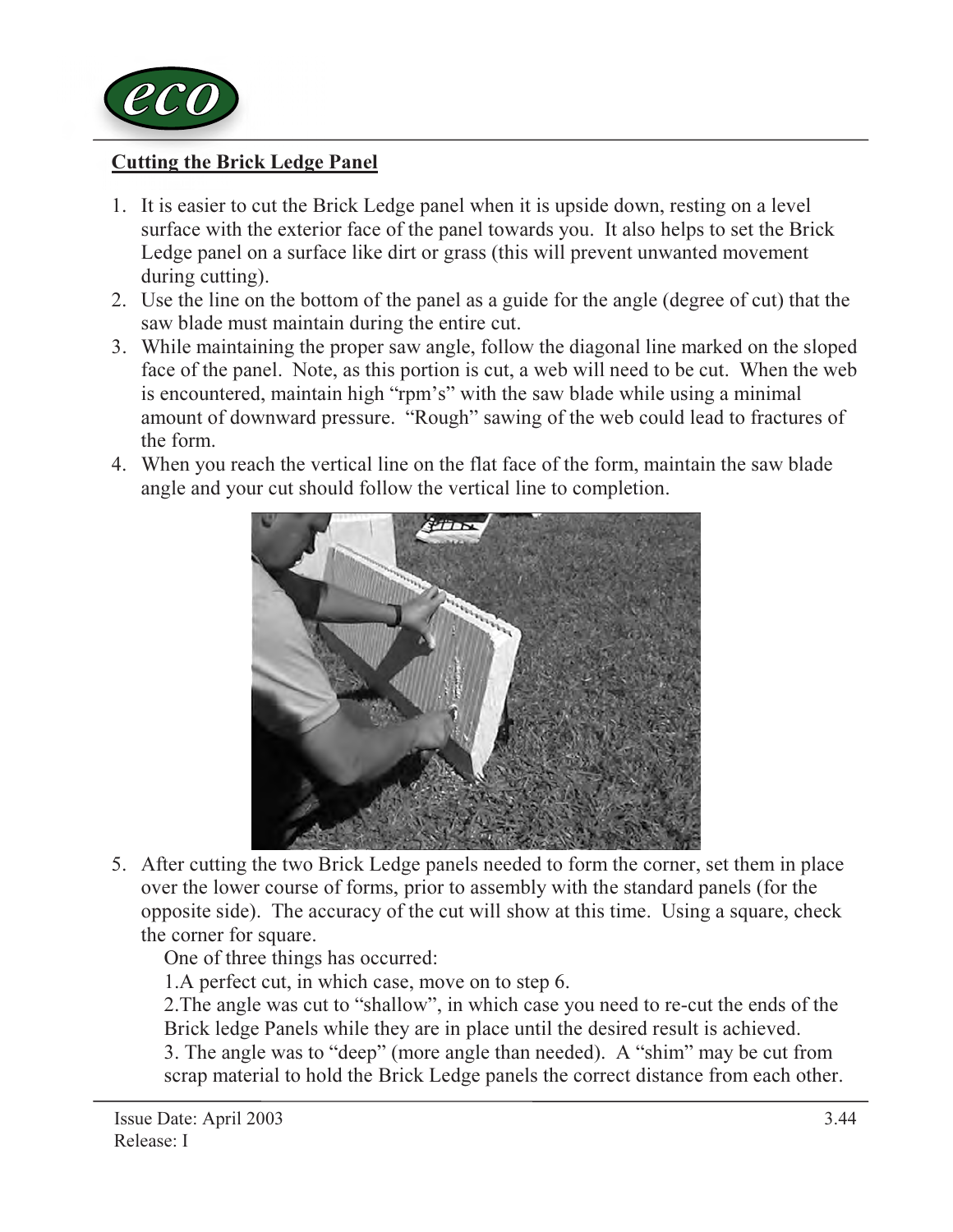## Cutting the Brick Ledge Panel

1. It is easier to cut the Brick Ledge panel when it is upside down, resting on a level surface with the exterior face of the panel towards you. It also helps to set the Brick Ledge panel on a surface like dirt or grass (this will prevent unwanted movement during cutting).
2. Use the line on the bottom of the panel as a guide for the angle (degree of cut) that the saw blade must maintain during the entire cut.
3. While maintaining the proper saw angle, follow the diagonal line marked on the sloped face of the panel. Note, as this portion is cut, a web will need to be cut. When the web is encountered, maintain high "rpm's" with the saw blade while using a minimal amount of downward pressure. "Rough" sawing of the web could lead to fractures of the form.
4. When you reach the vertical line on the flat face of the form, maintain the saw blade angle and your cut should follow the vertical line to completion.
5. After cutting the two Brick Ledge panels needed to form the corner, set them in place over the lower course of forms, prior to assembly with the standard panels (for the opposite side). The accuracy of the cut will show at this time. Using a square, check the corner for square.

   One of three things has occurred:

   1.A perfect cut, in which case, move on to step 6.

   2.The angle was cut to "shallow", in which case you need to re-cut the ends of the Brick ledge Panels while they are in place until the desired result is achieved.

   3. The angle was to "deep" (more angle than needed). A "shim" may be cut from scrap material to hold the Brick Ledge panels the correct distance from each other.

Issue Date: April 2003
Release: I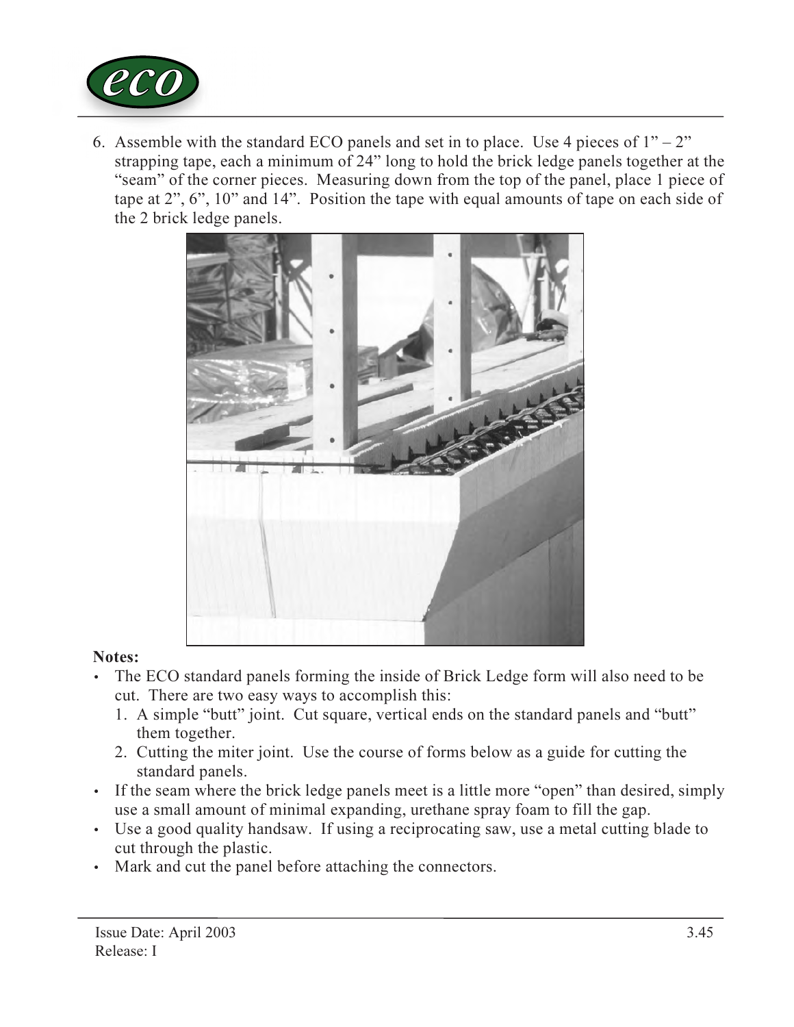6. Assemble with the standard ECO panels and set in to place. Use 4 pieces of 1" – 2" strapping tape, each a minimum of 24" long to hold the brick ledge panels together at the "seam" of the corner pieces. Measuring down from the top of the panel, place 1 piece of tape at 2", 6", 10" and 14". Position the tape with equal amounts of tape on each side of the 2 brick ledge panels.

**Notes:**

- The ECO standard panels forming the inside of Brick Ledge form will also need to be cut. There are two easy ways to accomplish this:
  1. A simple "butt" joint. Cut square, vertical ends on the standard panels and "butt" them together.
  2. Cutting the miter joint. Use the course of forms below as a guide for cutting the standard panels.
- If the seam where the brick ledge panels meet is a little more "open" than desired, simply use a small amount of minimal expanding, urethane spray foam to fill the gap.
- Use a good quality handsaw. If using a reciprocating saw, use a metal cutting blade to cut through the plastic.
- Mark and cut the panel before attaching the connectors.